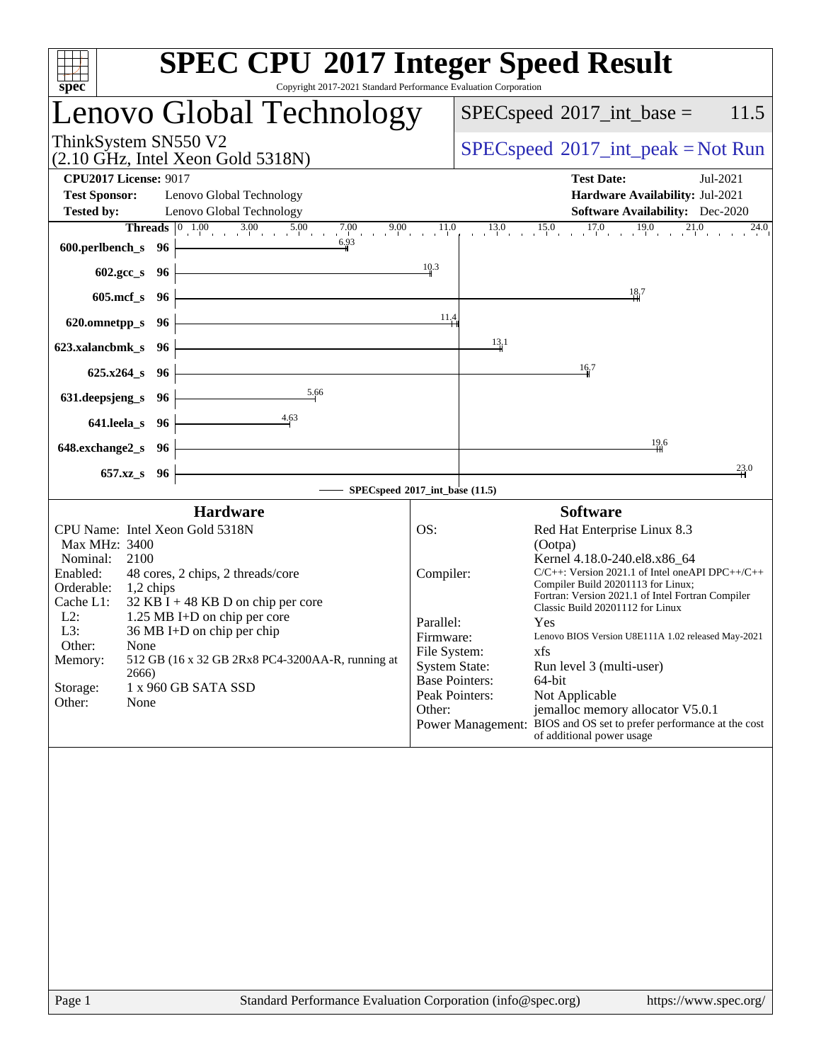# SPEC CPU 2017 Integer Speed Result

Copyright 2017-2021 Standard Performance Evaluation Corporation

## Lenovo Global Technology

ThinkSystem SN550 V2
(2.10 GHz, Intel Xeon Gold 5318N)

SPECspeed 2017_int_base = 11.5

SPECspeed 2017_int_peak = Not Run

**CPU2017 License:** 9017
**Test Sponsor:** Lenovo Global Technology
**Tested by:** Lenovo Global Technology

**Test Date:** Jul-2021
**Hardware Availability:** Jul-2021
**Software Availability:** Dec-2020

| Benchmark | Threads | Base |
|---|---|---|
| 600.perlbench_s | 96 | 6.93 |
| 602.gcc_s | 96 | 10.3 |
| 605.mcf_s | 96 | 18.7 |
| 620.omnetpp_s | 96 | 11.4 |
| 623.xalancbmk_s | 96 | 13.1 |
| 625.x264_s | 96 | 16.7 |
| 631.deepsjeng_s | 96 | 5.66 |
| 641.leela_s | 96 | 4.63 |
| 648.exchange2_s | 96 | 19.6 |
| 657.xz_s | 96 | 23.0 |

SPECspeed 2017_int_base (11.5)

## Hardware

| | |
|---|---|
| CPU Name: | Intel Xeon Gold 5318N |
| Max MHz: | 3400 |
| Nominal: | 2100 |
| Enabled: | 48 cores, 2 chips, 2 threads/core |
| Orderable: | 1,2 chips |
| Cache L1: | 32 KB I + 48 KB D on chip per core |
| L2: | 1.25 MB I+D on chip per core |
| L3: | 36 MB I+D on chip per chip |
| Other: | None |
| Memory: | 512 GB (16 x 32 GB 2Rx8 PC4-3200AA-R, running at 2666) |
| Storage: | 1 x 960 GB SATA SSD |
| Other: | None |

## Software

| | |
|---|---|
| OS: | Red Hat Enterprise Linux 8.3 (Ootpa) Kernel 4.18.0-240.el8.x86_64 |
| Compiler: | C/C++: Version 2021.1 of Intel oneAPI DPC++/C++ Compiler Build 20201113 for Linux; Fortran: Version 2021.1 of Intel Fortran Compiler Classic Build 20201112 for Linux |
| Parallel: | Yes |
| Firmware: | Lenovo BIOS Version U8E111A 1.02 released May-2021 |
| File System: | xfs |
| System State: | Run level 3 (multi-user) |
| Base Pointers: | 64-bit |
| Peak Pointers: | Not Applicable |
| Other: | jemalloc memory allocator V5.0.1 |
| Power Management: | BIOS and OS set to prefer performance at the cost of additional power usage |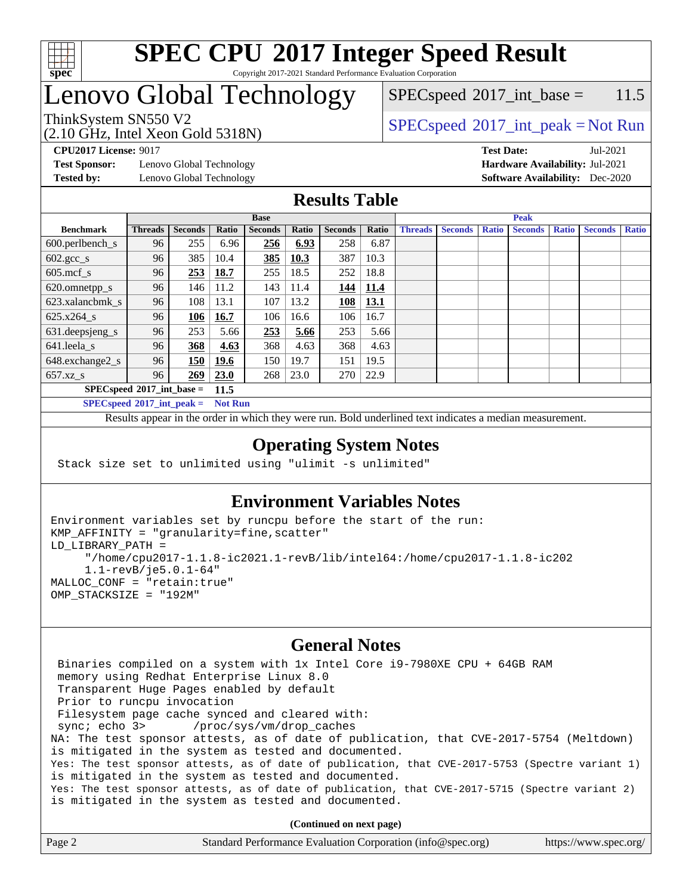# SPEC CPU 2017 Integer Speed Result

Copyright 2017-2021 Standard Performance Evaluation Corporation

## Lenovo Global Technology

ThinkSystem SN550 V2
(2.10 GHz, Intel Xeon Gold 5318N)

SPECspeed 2017_int_base = 11.5

SPECspeed 2017_int_peak = Not Run

**CPU2017 License:** 9017
**Test Sponsor:** Lenovo Global Technology
**Tested by:** Lenovo Global Technology

**Test Date:** Jul-2021
**Hardware Availability:** Jul-2021
**Software Availability:** Dec-2020

## Results Table

| Benchmark | Base | | | | | | | Peak | | | | | | |
|---|---|---|---|---|---|---|---|---|---|---|---|---|---|---|
| | Threads | Seconds | Ratio | Seconds | Ratio | Seconds | Ratio | Threads | Seconds | Ratio | Seconds | Ratio | Seconds | Ratio |
| 600.perlbench_s | 96 | 255 | 6.96 | **256** | **6.93** | 258 | 6.87 | | | | | | | |
| 602.gcc_s | 96 | 385 | 10.4 | **385** | **10.3** | 387 | 10.3 | | | | | | | |
| 605.mcf_s | 96 | **253** | **18.7** | 255 | 18.5 | 252 | 18.8 | | | | | | | |
| 620.omnetpp_s | 96 | 146 | 11.2 | 143 | 11.4 | **144** | **11.4** | | | | | | | |
| 623.xalancbmk_s | 96 | 108 | 13.1 | 107 | 13.2 | **108** | **13.1** | | | | | | | |
| 625.x264_s | 96 | **106** | **16.7** | 106 | 16.6 | 106 | 16.7 | | | | | | | |
| 631.deepsjeng_s | 96 | 253 | 5.66 | **253** | **5.66** | 253 | 5.66 | | | | | | | |
| 641.leela_s | 96 | **368** | **4.63** | 368 | 4.63 | 368 | 4.63 | | | | | | | |
| 648.exchange2_s | 96 | **150** | **19.6** | 150 | 19.7 | 151 | 19.5 | | | | | | | |
| 657.xz_s | 96 | **269** | **23.0** | 268 | 23.0 | 270 | 22.9 | | | | | | | |

**SPECspeed 2017_int_base = 11.5**

**SPECspeed 2017_int_peak = Not Run**

Results appear in the order in which they were run. Bold underlined text indicates a median measurement.

## Operating System Notes

```
Stack size set to unlimited using "ulimit -s unlimited"
```

## Environment Variables Notes

```
Environment variables set by runcpu before the start of the run:
KMP_AFFINITY = "granularity=fine,scatter"
LD_LIBRARY_PATH =
     "/home/cpu2017-1.1.8-ic2021.1-revB/lib/intel64:/home/cpu2017-1.1.8-ic202
     1.1-revB/je5.0.1-64"
MALLOC_CONF = "retain:true"
OMP_STACKSIZE = "192M"
```

## General Notes

```
Binaries compiled on a system with 1x Intel Core i9-7980XE CPU + 64GB RAM
memory using Redhat Enterprise Linux 8.0
Transparent Huge Pages enabled by default
Prior to runcpu invocation
Filesystem page cache synced and cleared with:
sync; echo 3>       /proc/sys/vm/drop_caches
NA: The test sponsor attests, as of date of publication, that CVE-2017-5754 (Meltdown)
is mitigated in the system as tested and documented.
Yes: The test sponsor attests, as of date of publication, that CVE-2017-5753 (Spectre variant 1)
is mitigated in the system as tested and documented.
Yes: The test sponsor attests, as of date of publication, that CVE-2017-5715 (Spectre variant 2)
is mitigated in the system as tested and documented.
```

**(Continued on next page)**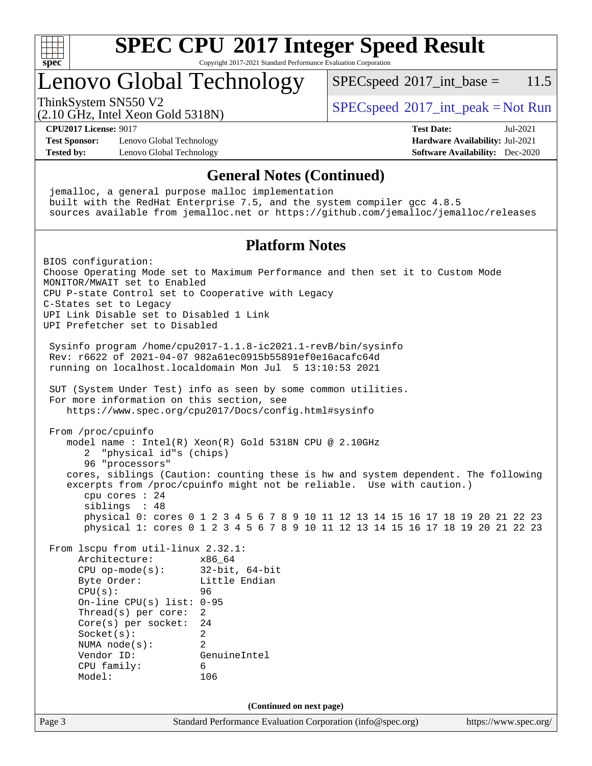# SPEC CPU 2017 Integer Speed Result

Copyright 2017-2021 Standard Performance Evaluation Corporation

## Lenovo Global Technology

ThinkSystem SN550 V2
(2.10 GHz, Intel Xeon Gold 5318N)

SPECspeed 2017_int_base = 11.5

SPECspeed 2017_int_peak = Not Run

**CPU2017 License:** 9017
**Test Sponsor:** Lenovo Global Technology
**Tested by:** Lenovo Global Technology

**Test Date:** Jul-2021
**Hardware Availability:** Jul-2021
**Software Availability:** Dec-2020

### General Notes (Continued)

```
 jemalloc, a general purpose malloc implementation
 built with the RedHat Enterprise 7.5, and the system compiler gcc 4.8.5
 sources available from jemalloc.net or https://github.com/jemalloc/jemalloc/releases
```

### Platform Notes

```
BIOS configuration:
Choose Operating Mode set to Maximum Performance and then set it to Custom Mode
MONITOR/MWAIT set to Enabled
CPU P-state Control set to Cooperative with Legacy
C-States set to Legacy
UPI Link Disable set to Disabled 1 Link
UPI Prefetcher set to Disabled

 Sysinfo program /home/cpu2017-1.1.8-ic2021.1-revB/bin/sysinfo
 Rev: r6622 of 2021-04-07 982a61ec0915b55891ef0e16acafc64d
 running on localhost.localdomain Mon Jul  5 13:10:53 2021

 SUT (System Under Test) info as seen by some common utilities.
 For more information on this section, see
    https://www.spec.org/cpu2017/Docs/config.html#sysinfo

 From /proc/cpuinfo
    model name : Intel(R) Xeon(R) Gold 5318N CPU @ 2.10GHz
       2  "physical id"s (chips)
       96 "processors"
    cores, siblings (Caution: counting these is hw and system dependent. The following
    excerpts from /proc/cpuinfo might not be reliable.  Use with caution.)
       cpu cores : 24
       siblings  : 48
       physical 0: cores 0 1 2 3 4 5 6 7 8 9 10 11 12 13 14 15 16 17 18 19 20 21 22 23
       physical 1: cores 0 1 2 3 4 5 6 7 8 9 10 11 12 13 14 15 16 17 18 19 20 21 22 23

 From lscpu from util-linux 2.32.1:
      Architecture:        x86_64
      CPU op-mode(s):      32-bit, 64-bit
      Byte Order:          Little Endian
      CPU(s):              96
      On-line CPU(s) list: 0-95
      Thread(s) per core:  2
      Core(s) per socket:  24
      Socket(s):           2
      NUMA node(s):        2
      Vendor ID:           GenuineIntel
      CPU family:          6
      Model:               106
```

(Continued on next page)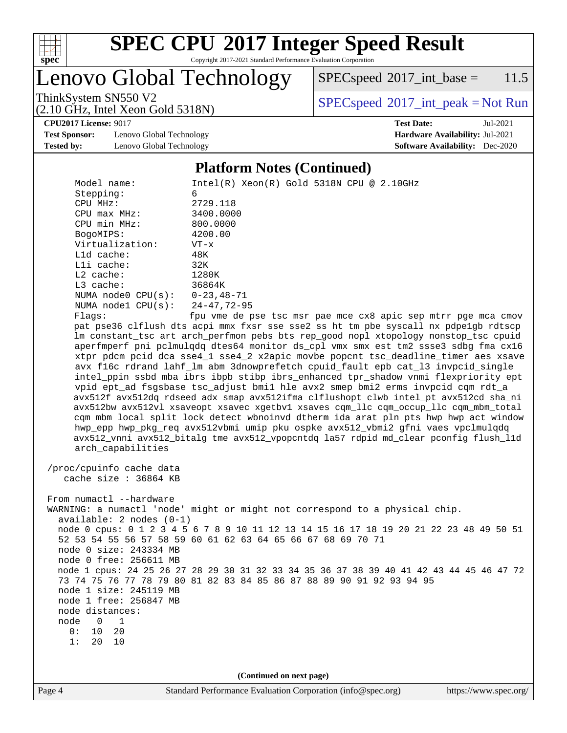# SPEC CPU 2017 Integer Speed Result

Copyright 2017-2021 Standard Performance Evaluation Corporation

## Lenovo Global Technology

ThinkSystem SN550 V2
(2.10 GHz, Intel Xeon Gold 5318N)

SPECspeed 2017_int_base = 11.5

SPECspeed 2017_int_peak = Not Run

**CPU2017 License:** 9017
**Test Sponsor:** Lenovo Global Technology
**Tested by:** Lenovo Global Technology

**Test Date:** Jul-2021
**Hardware Availability:** Jul-2021
**Software Availability:** Dec-2020

### Platform Notes (Continued)

```
    Model name:          Intel(R) Xeon(R) Gold 5318N CPU @ 2.10GHz
    Stepping:            6
    CPU MHz:             2729.118
    CPU max MHz:         3400.0000
    CPU min MHz:         800.0000
    BogoMIPS:            4200.00
    Virtualization:      VT-x
    L1d cache:           48K
    L1i cache:           32K
    L2 cache:            1280K
    L3 cache:            36864K
    NUMA node0 CPU(s):   0-23,48-71
    NUMA node1 CPU(s):   24-47,72-95
    Flags:               fpu vme de pse tsc msr pae mce cx8 apic sep mtrr pge mca cmov
    pat pse36 clflush dts acpi mmx fxsr sse sse2 ss ht tm pbe syscall nx pdpe1gb rdtscp
    lm constant_tsc art arch_perfmon pebs bts rep_good nopl xtopology nonstop_tsc cpuid
    aperfmperf pni pclmulqdq dtes64 monitor ds_cpl vmx smx est tm2 ssse3 sdbg fma cx16
    xtpr pdcm pcid dca sse4_1 sse4_2 x2apic movbe popcnt tsc_deadline_timer aes xsave
    avx f16c rdrand lahf_lm abm 3dnowprefetch cpuid_fault epb cat_l3 invpcid_single
    intel_ppin ssbd mba ibrs ibpb stibp ibrs_enhanced tpr_shadow vnmi flexpriority ept
    vpid ept_ad fsgsbase tsc_adjust bmi1 hle avx2 smep bmi2 erms invpcid cqm rdt_a
    avx512f avx512dq rdseed adx smap avx512ifma clflushopt clwb intel_pt avx512cd sha_ni
    avx512bw avx512vl xsaveopt xsavec xgetbv1 xsaves cqm_llc cqm_occup_llc cqm_mbm_total
    cqm_mbm_local split_lock_detect wbnoinvd dtherm ida arat pln pts hwp hwp_act_window
    hwp_epp hwp_pkg_req avx512vbmi umip pku ospke avx512_vbmi2 gfni vaes vpclmulqdq
    avx512_vnni avx512_bitalg tme avx512_vpopcntdq la57 rdpid md_clear pconfig flush_l1d
    arch_capabilities

 /proc/cpuinfo cache data
    cache size : 36864 KB

 From numactl --hardware
 WARNING: a numactl 'node' might or might not correspond to a physical chip.
   available: 2 nodes (0-1)
   node 0 cpus: 0 1 2 3 4 5 6 7 8 9 10 11 12 13 14 15 16 17 18 19 20 21 22 23 48 49 50 51
   52 53 54 55 56 57 58 59 60 61 62 63 64 65 66 67 68 69 70 71
   node 0 size: 243334 MB
   node 0 free: 256611 MB
   node 1 cpus: 24 25 26 27 28 29 30 31 32 33 34 35 36 37 38 39 40 41 42 43 44 45 46 47 72
   73 74 75 76 77 78 79 80 81 82 83 84 85 86 87 88 89 90 91 92 93 94 95
   node 1 size: 245119 MB
   node 1 free: 256847 MB
   node distances:
   node   0   1
     0:  10  20
     1:  20  10
```

(Continued on next page)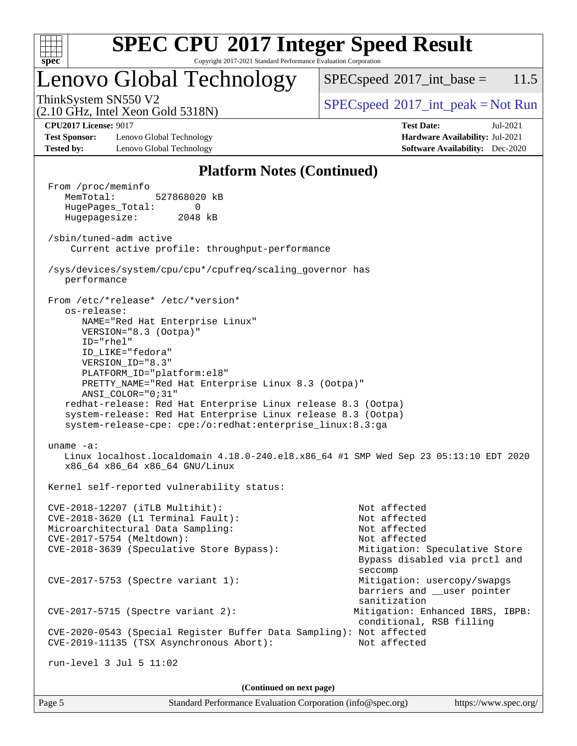## Platform Notes (Continued)

```
From /proc/meminfo
   MemTotal:       527868020 kB
   HugePages_Total:       0
   Hugepagesize:       2048 kB

/sbin/tuned-adm active
    Current active profile: throughput-performance

/sys/devices/system/cpu/cpu*/cpufreq/scaling_governor has
   performance

From /etc/*release* /etc/*version*
   os-release:
      NAME="Red Hat Enterprise Linux"
      VERSION="8.3 (Ootpa)"
      ID="rhel"
      ID_LIKE="fedora"
      VERSION_ID="8.3"
      PLATFORM_ID="platform:el8"
      PRETTY_NAME="Red Hat Enterprise Linux 8.3 (Ootpa)"
      ANSI_COLOR="0;31"
   redhat-release: Red Hat Enterprise Linux release 8.3 (Ootpa)
   system-release: Red Hat Enterprise Linux release 8.3 (Ootpa)
   system-release-cpe: cpe:/o:redhat:enterprise_linux:8.3:ga

uname -a:
   Linux localhost.localdomain 4.18.0-240.el8.x86_64 #1 SMP Wed Sep 23 05:13:10 EDT 2020
   x86_64 x86_64 x86_64 GNU/Linux

Kernel self-reported vulnerability status:

CVE-2018-12207 (iTLB Multihit):                          Not affected
CVE-2018-3620 (L1 Terminal Fault):                       Not affected
Microarchitectural Data Sampling:                        Not affected
CVE-2017-5754 (Meltdown):                                Not affected
CVE-2018-3639 (Speculative Store Bypass):                Mitigation: Speculative Store
                                                         Bypass disabled via prctl and
                                                         seccomp
CVE-2017-5753 (Spectre variant 1):                       Mitigation: usercopy/swapgs
                                                         barriers and __user pointer
                                                         sanitization
CVE-2017-5715 (Spectre variant 2):                      Mitigation: Enhanced IBRS, IBPB:
                                                         conditional, RSB filling
CVE-2020-0543 (Special Register Buffer Data Sampling): Not affected
CVE-2019-11135 (TSX Asynchronous Abort):                 Not affected

run-level 3 Jul 5 11:02
```

**(Continued on next page)**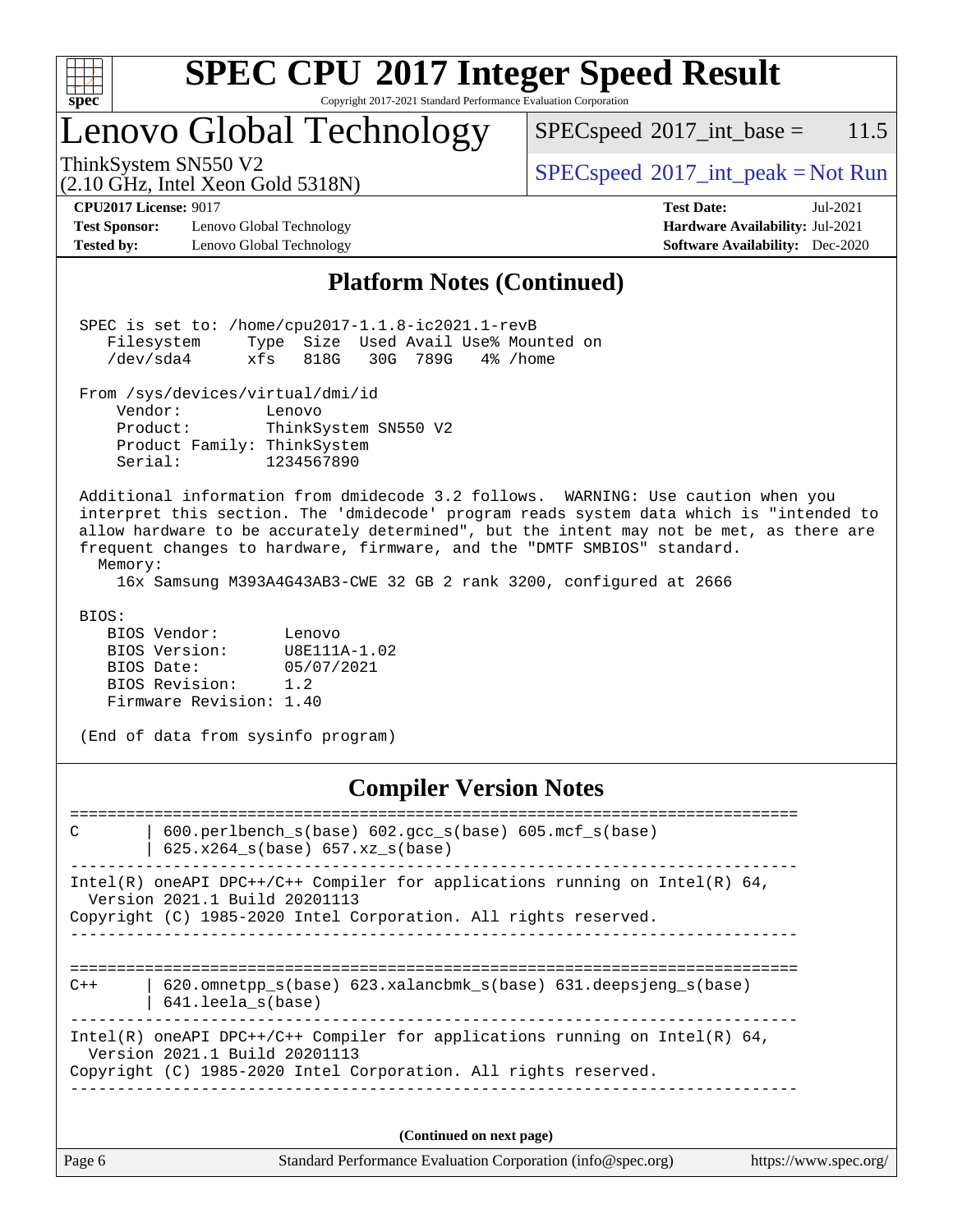# SPEC CPU 2017 Integer Speed Result

Copyright 2017-2021 Standard Performance Evaluation Corporation

## Lenovo Global Technology

ThinkSystem SN550 V2
(2.10 GHz, Intel Xeon Gold 5318N)

SPECspeed 2017_int_base = 11.5

SPECspeed 2017_int_peak = Not Run

**CPU2017 License:** 9017
**Test Sponsor:** Lenovo Global Technology
**Tested by:** Lenovo Global Technology

**Test Date:** Jul-2021
**Hardware Availability:** Jul-2021
**Software Availability:** Dec-2020

## Platform Notes (Continued)

```
SPEC is set to: /home/cpu2017-1.1.8-ic2021.1-revB
   Filesystem     Type  Size  Used Avail Use% Mounted on
   /dev/sda4      xfs   818G   30G  789G   4% /home

From /sys/devices/virtual/dmi/id
    Vendor:         Lenovo
    Product:        ThinkSystem SN550 V2
    Product Family: ThinkSystem
    Serial:         1234567890

Additional information from dmidecode 3.2 follows.  WARNING: Use caution when you
interpret this section. The 'dmidecode' program reads system data which is "intended to
allow hardware to be accurately determined", but the intent may not be met, as there are
frequent changes to hardware, firmware, and the "DMTF SMBIOS" standard.
  Memory:
    16x Samsung M393A4G43AB3-CWE 32 GB 2 rank 3200, configured at 2666

BIOS:
   BIOS Vendor:       Lenovo
   BIOS Version:      U8E111A-1.02
   BIOS Date:         05/07/2021
   BIOS Revision:     1.2
   Firmware Revision: 1.40

(End of data from sysinfo program)
```

## Compiler Version Notes

```
==============================================================================
C       | 600.perlbench_s(base) 602.gcc_s(base) 605.mcf_s(base)
        | 625.x264_s(base) 657.xz_s(base)
------------------------------------------------------------------------------
Intel(R) oneAPI DPC++/C++ Compiler for applications running on Intel(R) 64,
  Version 2021.1 Build 20201113
Copyright (C) 1985-2020 Intel Corporation. All rights reserved.
------------------------------------------------------------------------------

==============================================================================
C++     | 620.omnetpp_s(base) 623.xalancbmk_s(base) 631.deepsjeng_s(base)
        | 641.leela_s(base)
------------------------------------------------------------------------------
Intel(R) oneAPI DPC++/C++ Compiler for applications running on Intel(R) 64,
  Version 2021.1 Build 20201113
Copyright (C) 1985-2020 Intel Corporation. All rights reserved.
------------------------------------------------------------------------------
```

(Continued on next page)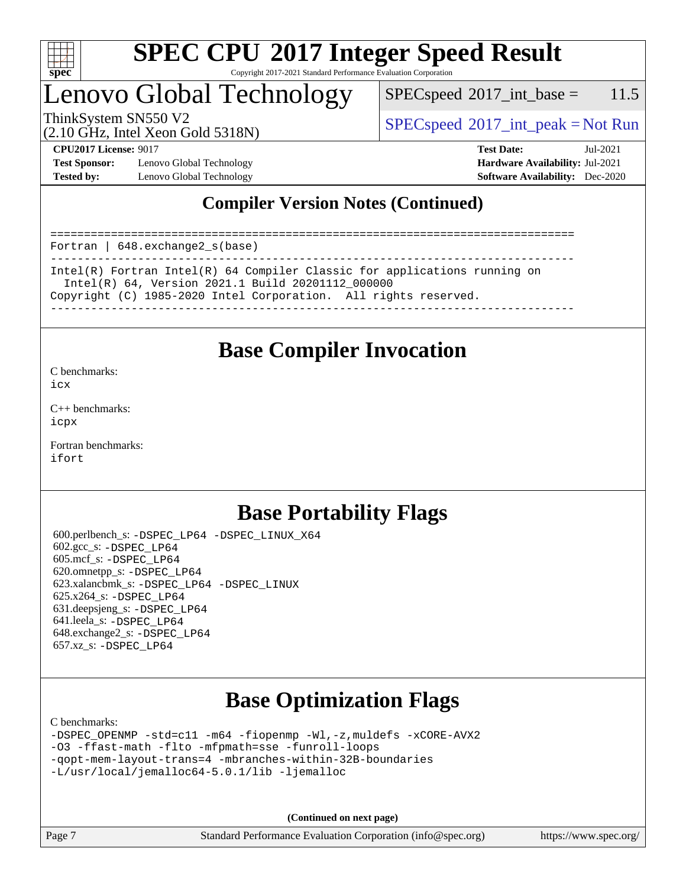# SPEC CPU 2017 Integer Speed Result

Copyright 2017-2021 Standard Performance Evaluation Corporation

# Lenovo Global Technology

ThinkSystem SN550 V2
(2.10 GHz, Intel Xeon Gold 5318N)

SPECspeed 2017_int_base = 11.5

SPECspeed 2017_int_peak = Not Run

**CPU2017 License:** 9017
**Test Sponsor:** Lenovo Global Technology
**Tested by:** Lenovo Global Technology

**Test Date:** Jul-2021
**Hardware Availability:** Jul-2021
**Software Availability:** Dec-2020

## Compiler Version Notes (Continued)

```
==============================================================================
Fortran | 648.exchange2_s(base)
------------------------------------------------------------------------------
Intel(R) Fortran Intel(R) 64 Compiler Classic for applications running on
  Intel(R) 64, Version 2021.1 Build 20201112_000000
Copyright (C) 1985-2020 Intel Corporation.  All rights reserved.
------------------------------------------------------------------------------
```

## Base Compiler Invocation

C benchmarks:
icx

C++ benchmarks:
icpx

Fortran benchmarks:
ifort

## Base Portability Flags

600.perlbench_s: -DSPEC_LP64 -DSPEC_LINUX_X64
602.gcc_s: -DSPEC_LP64
605.mcf_s: -DSPEC_LP64
620.omnetpp_s: -DSPEC_LP64
623.xalancbmk_s: -DSPEC_LP64 -DSPEC_LINUX
625.x264_s: -DSPEC_LP64
631.deepsjeng_s: -DSPEC_LP64
641.leela_s: -DSPEC_LP64
648.exchange2_s: -DSPEC_LP64
657.xz_s: -DSPEC_LP64

## Base Optimization Flags

C benchmarks:
-DSPEC_OPENMP -std=c11 -m64 -fiopenmp -Wl,-z,muldefs -xCORE-AVX2
-O3 -ffast-math -flto -mfpmath=sse -funroll-loops
-qopt-mem-layout-trans=4 -mbranches-within-32B-boundaries
-L/usr/local/jemalloc64-5.0.1/lib -ljemalloc

**(Continued on next page)**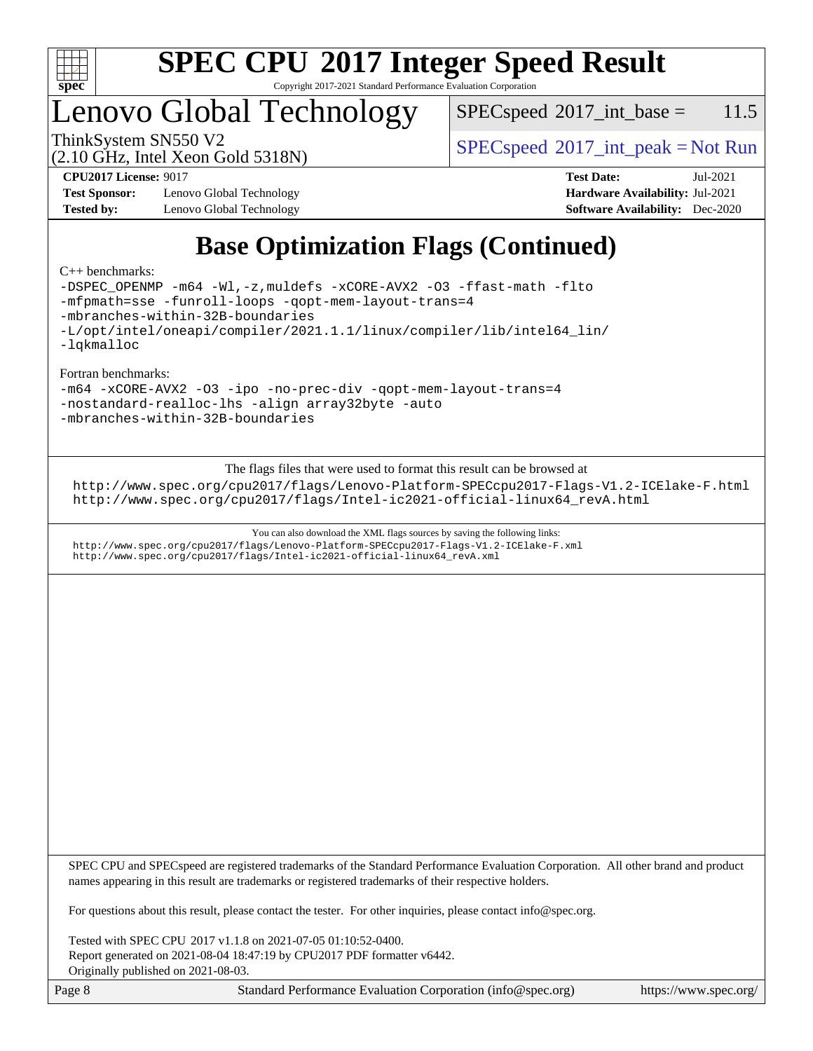# SPEC CPU 2017 Integer Speed Result

Copyright 2017-2021 Standard Performance Evaluation Corporation

## Lenovo Global Technology

ThinkSystem SN550 V2
(2.10 GHz, Intel Xeon Gold 5318N)

SPECspeed 2017_int_base = 11.5

SPECspeed 2017_int_peak = Not Run

**CPU2017 License:** 9017
**Test Sponsor:** Lenovo Global Technology
**Tested by:** Lenovo Global Technology

**Test Date:** Jul-2021
**Hardware Availability:** Jul-2021
**Software Availability:** Dec-2020

# Base Optimization Flags (Continued)

C++ benchmarks:

```
-DSPEC_OPENMP -m64 -Wl,-z,muldefs -xCORE-AVX2 -O3 -ffast-math -flto
-mfpmath=sse -funroll-loops -qopt-mem-layout-trans=4
-mbranches-within-32B-boundaries
-L/opt/intel/oneapi/compiler/2021.1.1/linux/compiler/lib/intel64_lin/
-lqkmalloc
```

Fortran benchmarks:

```
-m64 -xCORE-AVX2 -O3 -ipo -no-prec-div -qopt-mem-layout-trans=4
-nostandard-realloc-lhs -align array32byte -auto
-mbranches-within-32B-boundaries
```

The flags files that were used to format this result can be browsed at

http://www.spec.org/cpu2017/flags/Lenovo-Platform-SPECcpu2017-Flags-V1.2-ICElake-F.html
http://www.spec.org/cpu2017/flags/Intel-ic2021-official-linux64_revA.html

You can also download the XML flags sources by saving the following links:

http://www.spec.org/cpu2017/flags/Lenovo-Platform-SPECcpu2017-Flags-V1.2-ICElake-F.xml
http://www.spec.org/cpu2017/flags/Intel-ic2021-official-linux64_revA.xml

SPEC CPU and SPECspeed are registered trademarks of the Standard Performance Evaluation Corporation. All other brand and product names appearing in this result are trademarks or registered trademarks of their respective holders.

For questions about this result, please contact the tester. For other inquiries, please contact info@spec.org.

Tested with SPEC CPU 2017 v1.1.8 on 2021-07-05 01:10:52-0400.
Report generated on 2021-08-04 18:47:19 by CPU2017 PDF formatter v6442.
Originally published on 2021-08-03.